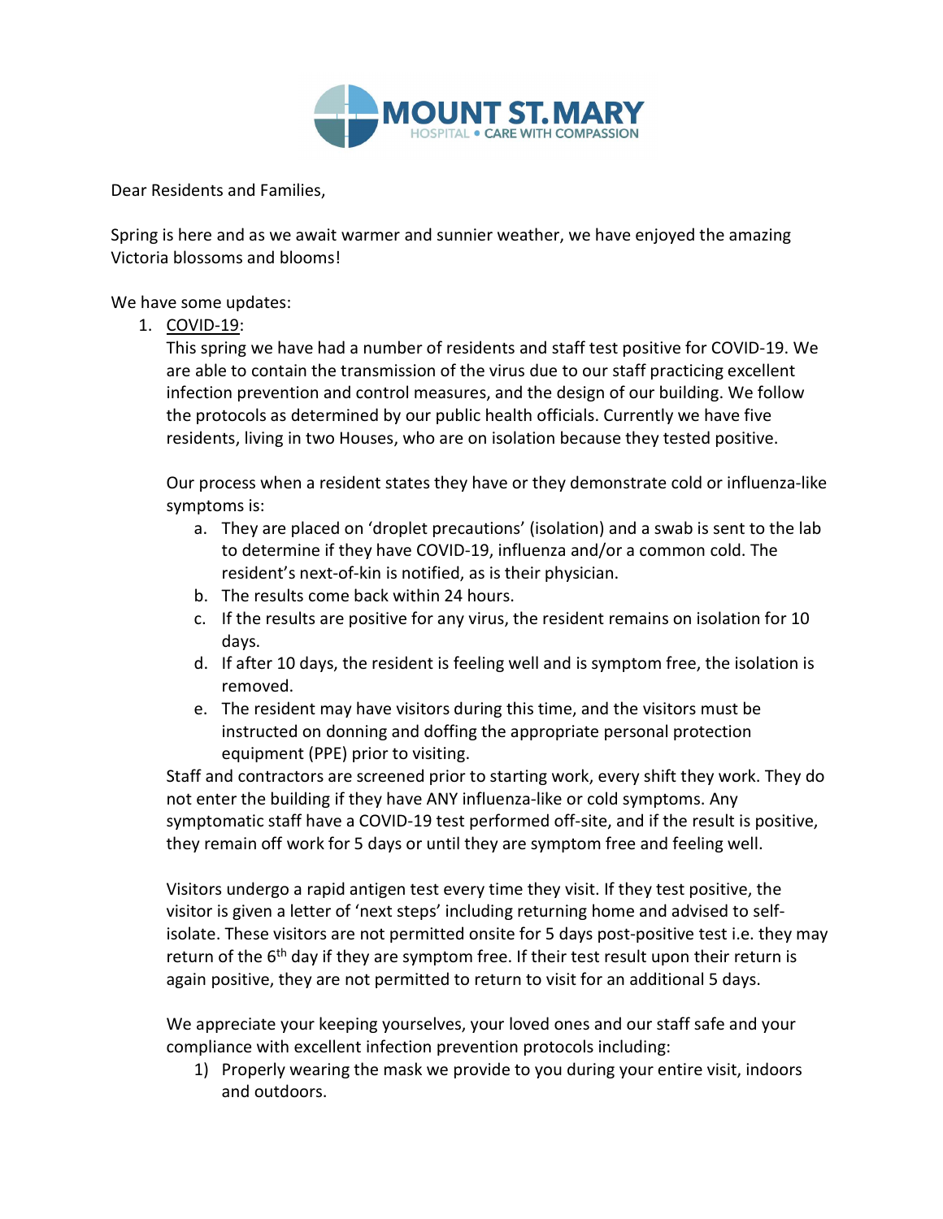**MOUNT ST. MARY**
HOSPITAL • CARE WITH COMPASSION

Dear Residents and Families,

Spring is here and as we await warmer and sunnier weather, we have enjoyed the amazing Victoria blossoms and blooms!

We have some updates:

1. COVID-19:

   This spring we have had a number of residents and staff test positive for COVID-19. We are able to contain the transmission of the virus due to our staff practicing excellent infection prevention and control measures, and the design of our building. We follow the protocols as determined by our public health officials. Currently we have five residents, living in two Houses, who are on isolation because they tested positive.

   Our process when a resident states they have or they demonstrate cold or influenza-like symptoms is:

   a. They are placed on 'droplet precautions' (isolation) and a swab is sent to the lab to determine if they have COVID-19, influenza and/or a common cold. The resident's next-of-kin is notified, as is their physician.
   b. The results come back within 24 hours.
   c. If the results are positive for any virus, the resident remains on isolation for 10 days.
   d. If after 10 days, the resident is feeling well and is symptom free, the isolation is removed.
   e. The resident may have visitors during this time, and the visitors must be instructed on donning and doffing the appropriate personal protection equipment (PPE) prior to visiting.

   Staff and contractors are screened prior to starting work, every shift they work. They do not enter the building if they have ANY influenza-like or cold symptoms. Any symptomatic staff have a COVID-19 test performed off-site, and if the result is positive, they remain off work for 5 days or until they are symptom free and feeling well.

   Visitors undergo a rapid antigen test every time they visit. If they test positive, the visitor is given a letter of 'next steps' including returning home and advised to self-isolate. These visitors are not permitted onsite for 5 days post-positive test i.e. they may return of the 6th day if they are symptom free. If their test result upon their return is again positive, they are not permitted to return to visit for an additional 5 days.

   We appreciate your keeping yourselves, your loved ones and our staff safe and your compliance with excellent infection prevention protocols including:

   1) Properly wearing the mask we provide to you during your entire visit, indoors and outdoors.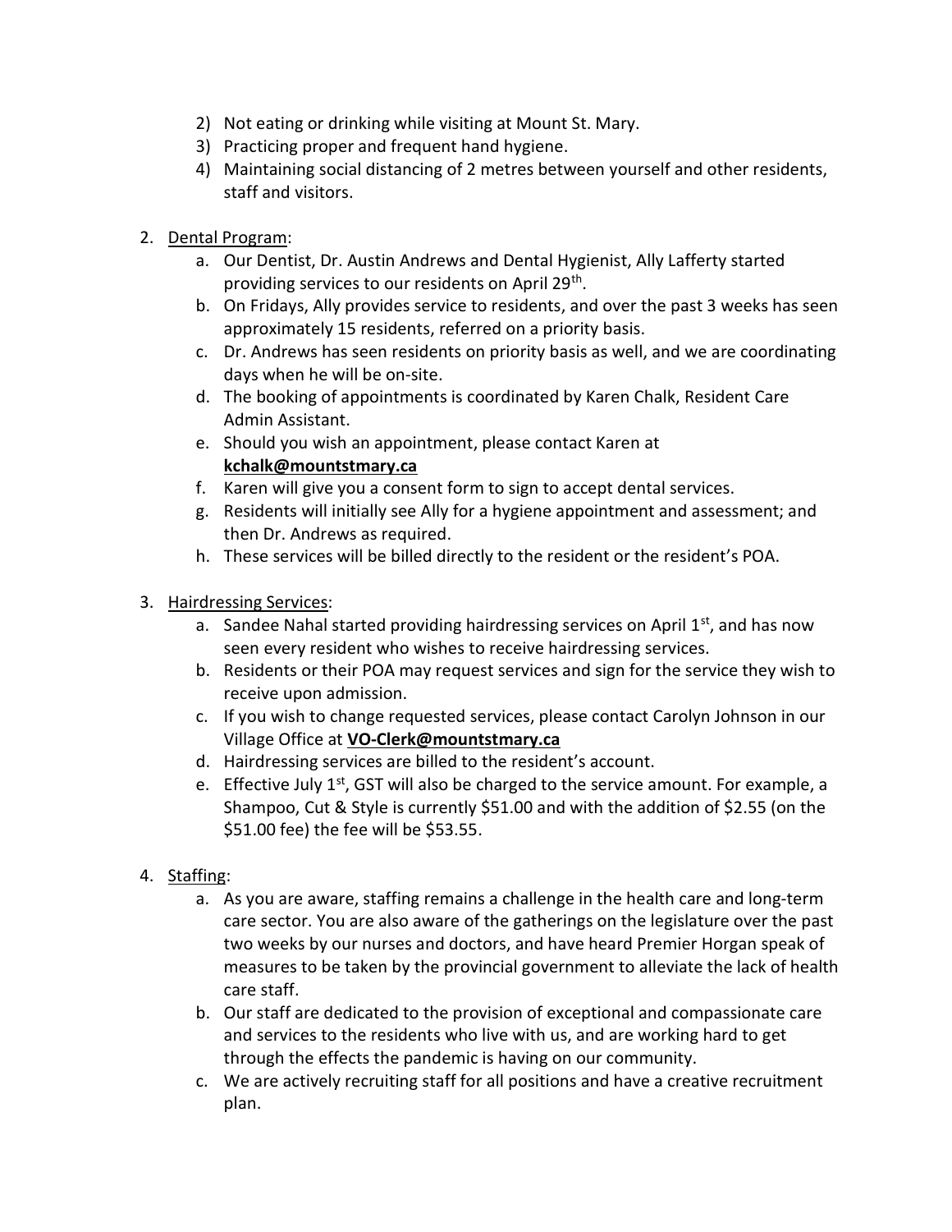2) Not eating or drinking while visiting at Mount St. Mary.
3) Practicing proper and frequent hand hygiene.
4) Maintaining social distancing of 2 metres between yourself and other residents, staff and visitors.

2. Dental Program:
   a. Our Dentist, Dr. Austin Andrews and Dental Hygienist, Ally Lafferty started providing services to our residents on April 29th.
   b. On Fridays, Ally provides service to residents, and over the past 3 weeks has seen approximately 15 residents, referred on a priority basis.
   c. Dr. Andrews has seen residents on priority basis as well, and we are coordinating days when he will be on-site.
   d. The booking of appointments is coordinated by Karen Chalk, Resident Care Admin Assistant.
   e. Should you wish an appointment, please contact Karen at **kchalk@mountstmary.ca**
   f. Karen will give you a consent form to sign to accept dental services.
   g. Residents will initially see Ally for a hygiene appointment and assessment; and then Dr. Andrews as required.
   h. These services will be billed directly to the resident or the resident's POA.

3. Hairdressing Services:
   a. Sandee Nahal started providing hairdressing services on April 1st, and has now seen every resident who wishes to receive hairdressing services.
   b. Residents or their POA may request services and sign for the service they wish to receive upon admission.
   c. If you wish to change requested services, please contact Carolyn Johnson in our Village Office at **VO-Clerk@mountstmary.ca**
   d. Hairdressing services are billed to the resident's account.
   e. Effective July 1st, GST will also be charged to the service amount. For example, a Shampoo, Cut & Style is currently $51.00 and with the addition of $2.55 (on the $51.00 fee) the fee will be $53.55.

4. Staffing:
   a. As you are aware, staffing remains a challenge in the health care and long-term care sector. You are also aware of the gatherings on the legislature over the past two weeks by our nurses and doctors, and have heard Premier Horgan speak of measures to be taken by the provincial government to alleviate the lack of health care staff.
   b. Our staff are dedicated to the provision of exceptional and compassionate care and services to the residents who live with us, and are working hard to get through the effects the pandemic is having on our community.
   c. We are actively recruiting staff for all positions and have a creative recruitment plan.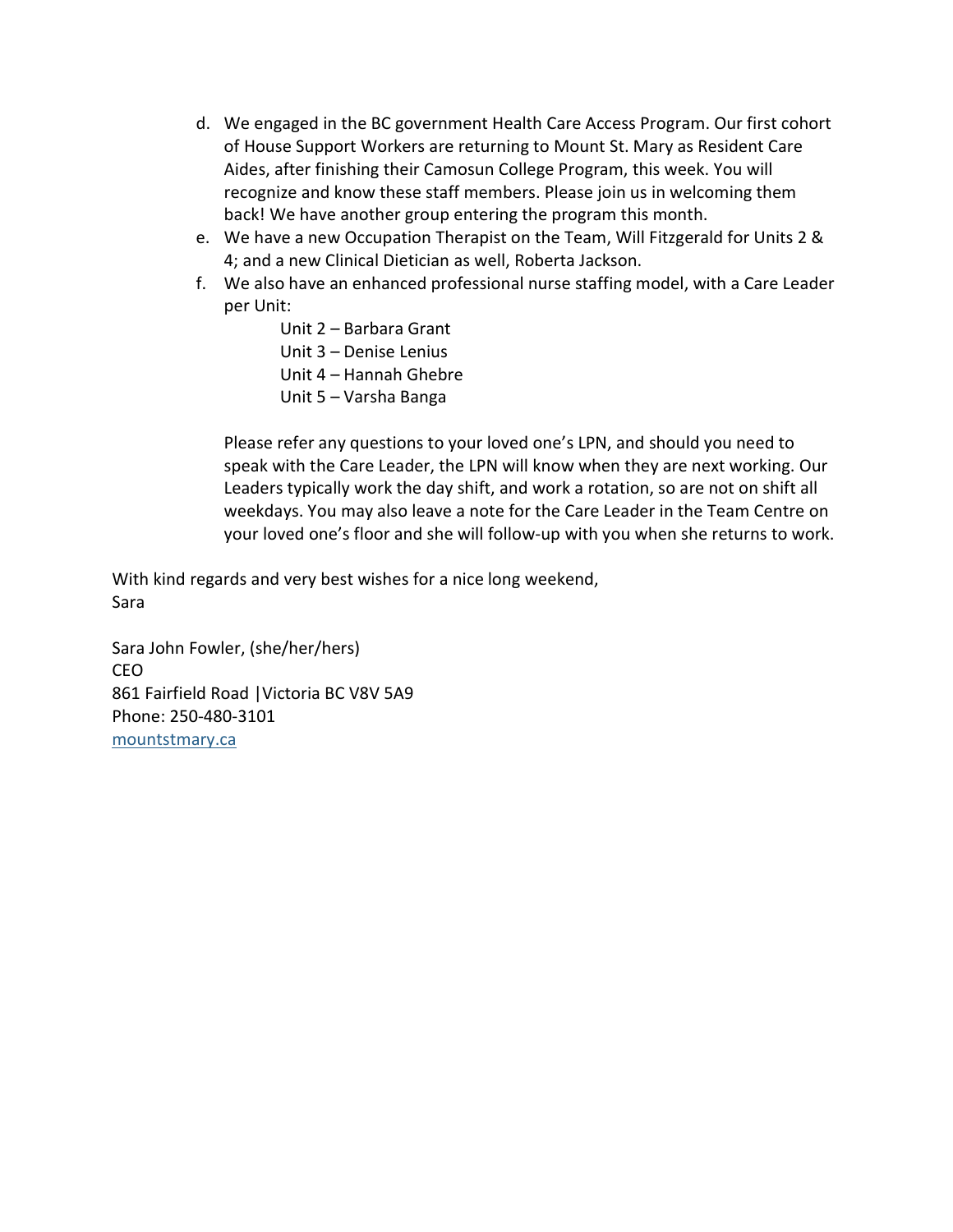d. We engaged in the BC government Health Care Access Program. Our first cohort of House Support Workers are returning to Mount St. Mary as Resident Care Aides, after finishing their Camosun College Program, this week. You will recognize and know these staff members. Please join us in welcoming them back! We have another group entering the program this month.
e. We have a new Occupation Therapist on the Team, Will Fitzgerald for Units 2 & 4; and a new Clinical Dietician as well, Roberta Jackson.
f. We also have an enhanced professional nurse staffing model, with a Care Leader per Unit:

   Unit 2 – Barbara Grant  
   Unit 3 – Denise Lenius  
   Unit 4 – Hannah Ghebre  
   Unit 5 – Varsha Banga

   Please refer any questions to your loved one's LPN, and should you need to speak with the Care Leader, the LPN will know when they are next working. Our Leaders typically work the day shift, and work a rotation, so are not on shift all weekdays. You may also leave a note for the Care Leader in the Team Centre on your loved one's floor and she will follow-up with you when she returns to work.

With kind regards and very best wishes for a nice long weekend,  
Sara

Sara John Fowler, (she/her/hers)  
CEO  
861 Fairfield Road |Victoria BC V8V 5A9  
Phone: 250-480-3101  
mountstmary.ca